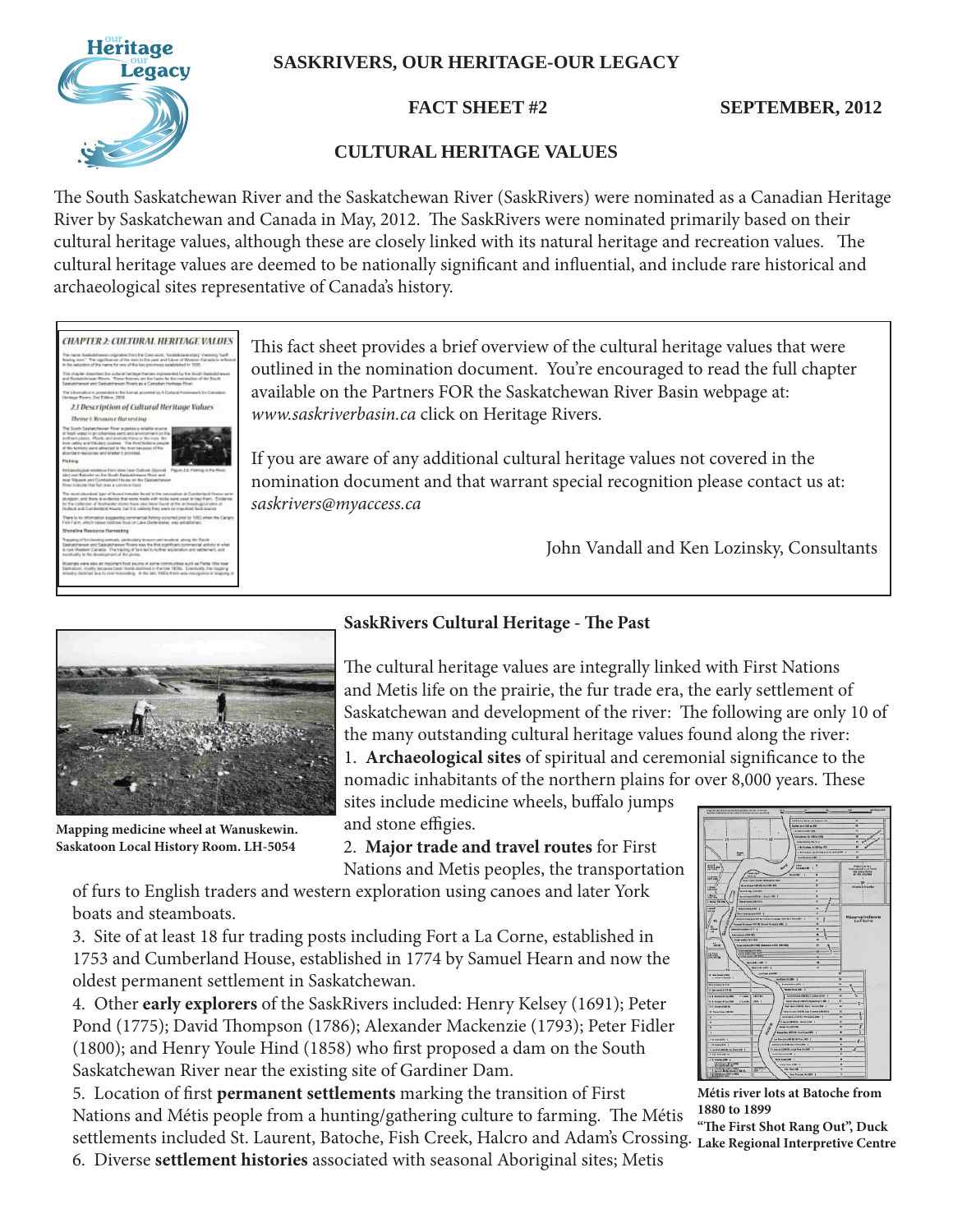# SASKRIVERS, OUR HERITAGE-OUR LEGACY

**FACT SHEET #2** **SEPTEMBER, 2012**

## CULTURAL HERITAGE VALUES

The South Saskatchewan River and the Saskatchewan River (SaskRivers) were nominated as a Canadian Heritage River by Saskatchewan and Canada in May, 2012. The SaskRivers were nominated primarily based on their cultural heritage values, although these are closely linked with its natural heritage and recreation values. The cultural heritage values are deemed to be nationally significant and influential, and include rare historical and archaeological sites representative of Canada's history.

This fact sheet provides a brief overview of the cultural heritage values that were outlined in the nomination document. You're encouraged to read the full chapter available on the Partners FOR the Saskatchewan River Basin webpage at: *www.saskriverbasin.ca* click on Heritage Rivers.

If you are aware of any additional cultural heritage values not covered in the nomination document and that warrant special recognition please contact us at: *saskrivers@myaccess.ca*

John Vandall and Ken Lozinsky, Consultants

### SaskRivers Cultural Heritage - The Past

Mapping medicine wheel at Wanuskewin. Saskatoon Local History Room. LH-5054

The cultural heritage values are integrally linked with First Nations and Metis life on the prairie, the fur trade era, the early settlement of Saskatchewan and development of the river: The following are only 10 of the many outstanding cultural heritage values found along the river:

1. **Archaeological sites** of spiritual and ceremonial significance to the nomadic inhabitants of the northern plains for over 8,000 years. These sites include medicine wheels, buffalo jumps and stone effigies.
2. **Major trade and travel routes** for First Nations and Metis peoples, the transportation of furs to English traders and western exploration using canoes and later York boats and steamboats.
3. Site of at least 18 fur trading posts including Fort a La Corne, established in 1753 and Cumberland House, established in 1774 by Samuel Hearn and now the oldest permanent settlement in Saskatchewan.
4. Other **early explorers** of the SaskRivers included: Henry Kelsey (1691); Peter Pond (1775); David Thompson (1786); Alexander Mackenzie (1793); Peter Fidler (1800); and Henry Youle Hind (1858) who first proposed a dam on the South Saskatchewan River near the existing site of Gardiner Dam.
5. Location of first **permanent settlements** marking the transition of First Nations and Métis people from a hunting/gathering culture to farming. The Métis settlements included St. Laurent, Batoche, Fish Creek, Halcro and Adam's Crossing.
6. Diverse **settlement histories** associated with seasonal Aboriginal sites; Metis

Métis river lots at Batoche from 1880 to 1899
"The First Shot Rang Out", Duck Lake Regional Interpretive Centre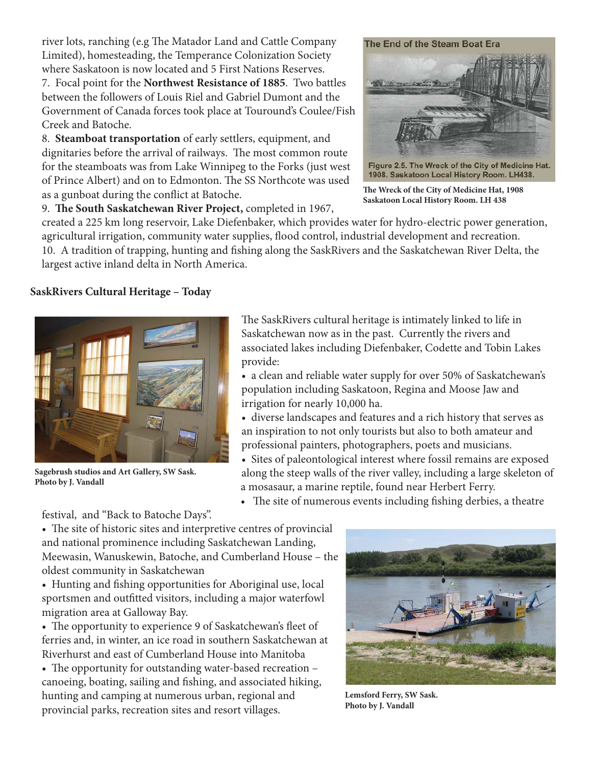river lots, ranching (e.g The Matador Land and Cattle Company Limited), homesteading, the Temperance Colonization Society where Saskatoon is now located and 5 First Nations Reserves.

7. Focal point for the **Northwest Resistance of 1885**. Two battles between the followers of Louis Riel and Gabriel Dumont and the Government of Canada forces took place at Touround's Coulee/Fish Creek and Batoche.

8. **Steamboat transportation** of early settlers, equipment, and dignitaries before the arrival of railways. The most common route for the steamboats was from Lake Winnipeg to the Forks (just west of Prince Albert) and on to Edmonton. The SS Northcote was used as a gunboat during the conflict at Batoche.

9. **The South Saskatchewan River Project,** completed in 1967, created a 225 km long reservoir, Lake Diefenbaker, which provides water for hydro-electric power generation, agricultural irrigation, community water supplies, flood control, industrial development and recreation.

10. A tradition of trapping, hunting and fishing along the SaskRivers and the Saskatchewan River Delta, the largest active inland delta in North America.

**The Wreck of the City of Medicine Hat, 1908 Saskatoon Local History Room. LH 438**

**SaskRivers Cultural Heritage – Today**

**Sagebrush studios and Art Gallery, SW Sask. Photo by J. Vandall**

The SaskRivers cultural heritage is intimately linked to life in Saskatchewan now as in the past. Currently the rivers and associated lakes including Diefenbaker, Codette and Tobin Lakes provide:

- a clean and reliable water supply for over 50% of Saskatchewan's population including Saskatoon, Regina and Moose Jaw and irrigation for nearly 10,000 ha.
- diverse landscapes and features and a rich history that serves as an inspiration to not only tourists but also to both amateur and professional painters, photographers, poets and musicians.
- Sites of paleontological interest where fossil remains are exposed along the steep walls of the river valley, including a large skeleton of a mosasaur, a marine reptile, found near Herbert Ferry.
- The site of numerous events including fishing derbies, a theatre festival, and "Back to Batoche Days".
- The site of historic sites and interpretive centres of provincial and national prominence including Saskatchewan Landing, Meewasin, Wanuskewin, Batoche, and Cumberland House – the oldest community in Saskatchewan
- Hunting and fishing opportunities for Aboriginal use, local sportsmen and outfitted visitors, including a major waterfowl migration area at Galloway Bay.
- The opportunity to experience 9 of Saskatchewan's fleet of ferries and, in winter, an ice road in southern Saskatchewan at Riverhurst and east of Cumberland House into Manitoba
- The opportunity for outstanding water-based recreation – canoeing, boating, sailing and fishing, and associated hiking, hunting and camping at numerous urban, regional and provincial parks, recreation sites and resort villages.

**Lemsford Ferry, SW Sask. Photo by J. Vandall**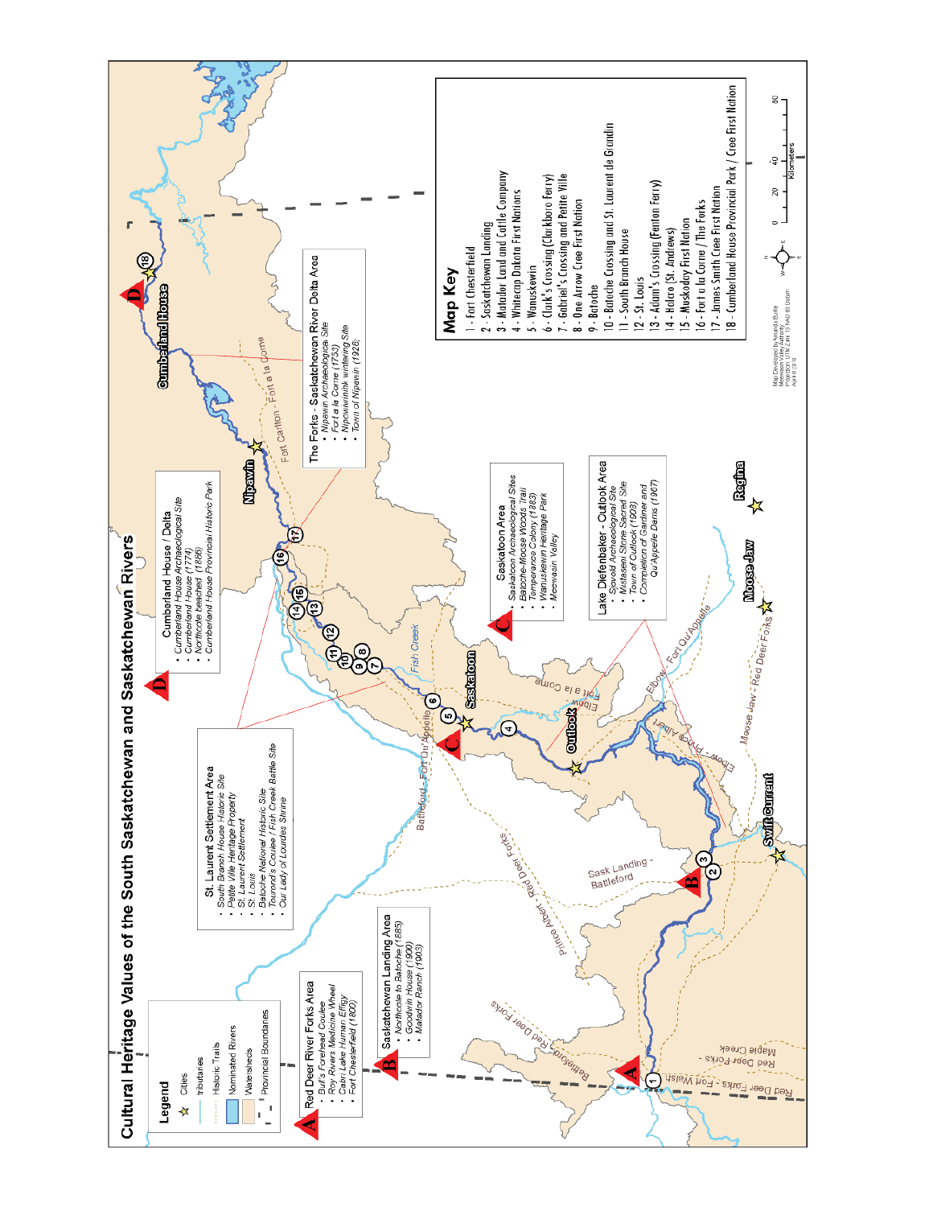# Cultural Heritage Values of the South Saskatchewan and Saskatchewan Rivers

## Legend

- Cities
- tributaries
- Historic Trails
- Nominated Rivers
- Watersheds
- Provincial Boundaries

## A — Red Deer River Forks Area

- Bull's Forehead Coulee
- Roy Rivers Medicine Wheel
- Cabri Lake Human Effigy
- Fort Chesterfield (1800)

## B — Saskatchewan Landing Area

- Northcote to Batoche (1885)
- Goodwin House (1900)
- Matador Ranch (1903)

## St. Laurent Settlement Area

- South Branch House Historic Site
- Petite Ville Heritage Property
- St. Laurent Settlement
- St. Louis
- Batoche National Historic Site
- Tourond's Coulee / Fish Creek Battle Site
- Our Lady of Lourdes Shrine

## C — Saskatoon Area

- Saskatoon Archaeological Sites
- Batoche-Moose Woods Trail
- Temperance Colony (1883)
- Wanuskewin Heritage Park
- Meewasin Valley

## Lake Diefenbaker - Outlook Area

- Sovold Archaeological Site
- Mistaseni Stone Sacred Site
- Town of Outlook (1908)
- Completion of Gardiner and Qu'Appelle Dams (1967)

## D — Cumberland House / Delta

- Cumberland House Archaeological Site
- Cumberland House (1774)
- Northcote beached (1886)
- Cumberland House Provincial Historic Park

## The Forks - Saskatchewan River Delta Area

- Nipawin Archaeological Site
- Fort a la Corne (1753)
- Nipowiwinihk wintering Site
- Town of Nipawin (1926)

## Map Key

1 - Fort Chesterfield
2 - Saskatchewan Landing
3 - Matador Land and Cattle Company
4 - Whitecap Dakota First Nations
5 - Wanuskewin
6 - Clark's Crossing (Clarkboro Ferry)
7 - Gabriel's Crossing and Petite Ville
8 - One Arrow Cree First Nation
9 - Batoche
10 - Batoche Crossing and St. Laurent de Grandin
11 - South Branch House
12 - St. Louis
13 - Adam's Crossing (Fenton Ferry)
14 - Halcro (St. Andrews)
15 - Muskoday First Nation
16 - Fort a la Corne / The Forks
17 - James Smith Cree First Nation
18 - Cumberland House Provincial Park / Cree First Nation

Cumberland House
Nipawin
Saskatoon
Outlook
Swift Current
Moose Jaw
Regina

Fort Carlton - Fort a la Corne
Fish Creek
Battleford - Fort Qu'Appelle
Elbow - Fort a la Corne
Elbow - Fort Qu'Appelle
Elbow - Prince Albert
Moose Jaw - Red Deer Forks
Sask Landing - Battleford
Prince Albert - Red Deer Forks
Battleford - Red Deer Forks
Red Deer Forks - Maple Creek
Red Deer Forks - Fort Walsh

0 20 40 80
Kilometers

Map Developed by Amanda Burke
Meewasin Valley Authority
Projection: UTM Zone 13 NAD 83 Datum
April 2010